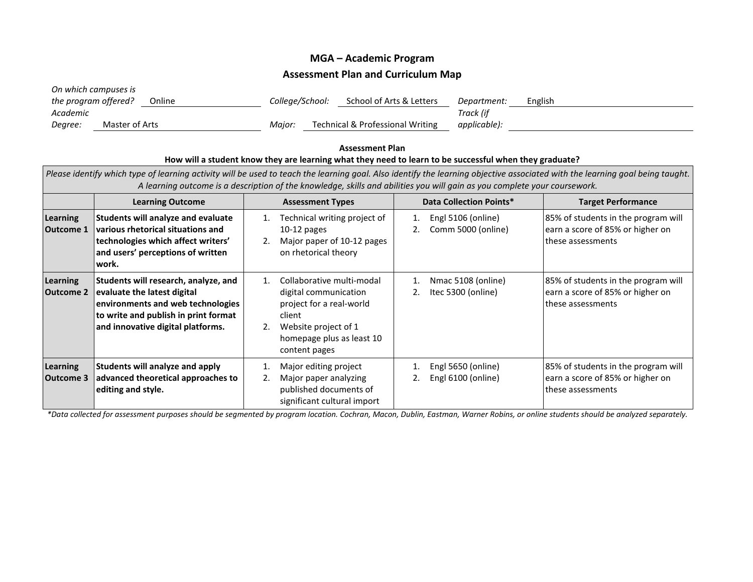# MGA – Academic Program

## Assessment Plan and Curriculum Map

*On which campuses is the program offered?* Online *College/School:* School of Arts & Letters *Department:* English

*Academic Degree:* Master of Arts *Major:* Technical & Professional Writing *Track (if applicable):*

### Assessment Plan

**How will a student know they are learning what they need to learn to be successful when they graduate?**

*Please identify which type of learning activity will be used to teach the learning goal. Also identify the learning objective associated with the learning goal being taught. A learning outcome is a description of the knowledge, skills and abilities you will gain as you complete your coursework.*

| | Learning Outcome | Assessment Types | Data Collection Points* | Target Performance |
|---|---|---|---|---|
| **Learning Outcome 1** | **Students will analyze and evaluate various rhetorical situations and technologies which affect writers' and users' perceptions of written work.** | 1. Technical writing project of 10-12 pages<br>2. Major paper of 10-12 pages on rhetorical theory | 1. Engl 5106 (online)<br>2. Comm 5000 (online) | 85% of students in the program will earn a score of 85% or higher on these assessments |
| **Learning Outcome 2** | **Students will research, analyze, and evaluate the latest digital environments and web technologies to write and publish in print format and innovative digital platforms.** | 1. Collaborative multi-modal digital communication project for a real-world client<br>2. Website project of 1 homepage plus as least 10 content pages | 1. Nmac 5108 (online)<br>2. Itec 5300 (online) | 85% of students in the program will earn a score of 85% or higher on these assessments |
| **Learning Outcome 3** | **Students will analyze and apply advanced theoretical approaches to editing and style.** | 1. Major editing project<br>2. Major paper analyzing published documents of significant cultural import | 1. Engl 5650 (online)<br>2. Engl 6100 (online) | 85% of students in the program will earn a score of 85% or higher on these assessments |

*\*Data collected for assessment purposes should be segmented by program location. Cochran, Macon, Dublin, Eastman, Warner Robins, or online students should be analyzed separately.*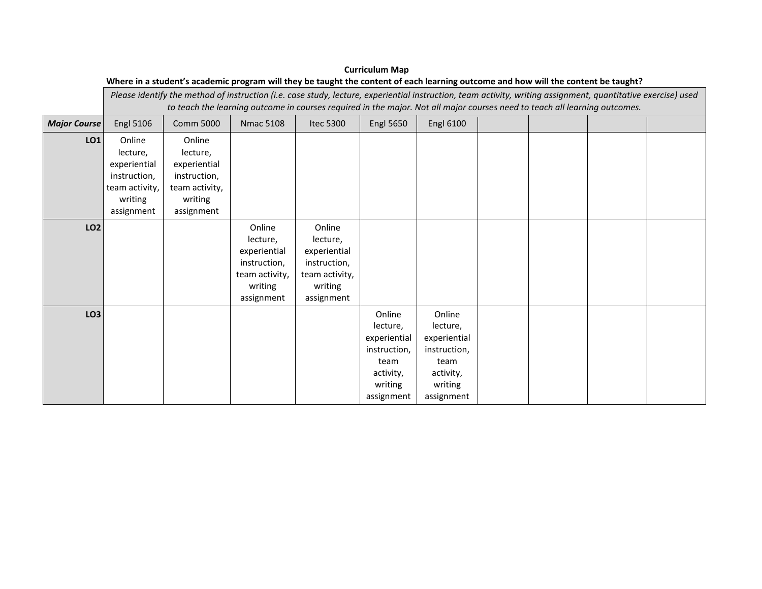**Curriculum Map**

**Where in a student's academic program will they be taught the content of each learning outcome and how will the content be taught?**

*Please identify the method of instruction (i.e. case study, lecture, experiential instruction, team activity, writing assignment, quantitative exercise) used to teach the learning outcome in courses required in the major. Not all major courses need to teach all learning outcomes.*

| ***Major Course*** | Engl 5106 | Comm 5000 | Nmac 5108 | Itec 5300 | Engl 5650 | Engl 6100 | | | | |
|---|---|---|---|---|---|---|---|---|---|---|
| **LO1** | Online lecture, experiential instruction, team activity, writing assignment | Online lecture, experiential instruction, team activity, writing assignment | | | | | | | | |
| **LO2** | | | Online lecture, experiential instruction, team activity, writing assignment | Online lecture, experiential instruction, team activity, writing assignment | | | | | | |
| **LO3** | | | | | Online lecture, experiential instruction, team activity, writing assignment | Online lecture, experiential instruction, team activity, writing assignment | | | | |